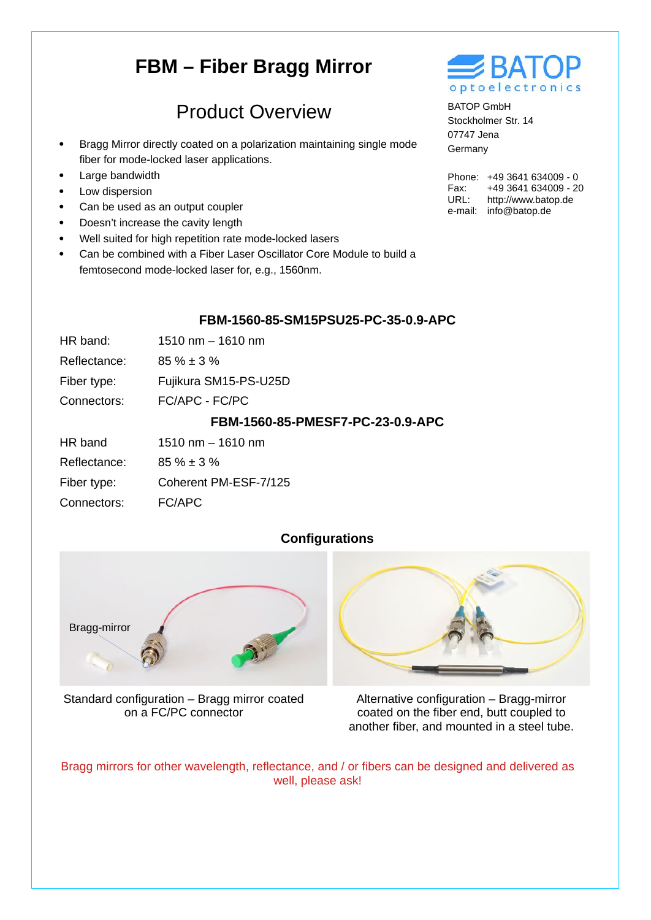# FBM – Fiber Bragg Mirror

## Product Overview

BATOP optoelectronics

BATOP GmbH
Stockholmer Str. 14
07747 Jena
Germany

Phone: +49 3641 634009 - 0
Fax: +49 3641 634009 - 20
URL: http://www.batop.de
e-mail: info@batop.de

- Bragg Mirror directly coated on a polarization maintaining single mode fiber for mode-locked laser applications.
- Large bandwidth
- Low dispersion
- Can be used as an output coupler
- Doesn't increase the cavity length
- Well suited for high repetition rate mode-locked lasers
- Can be combined with a Fiber Laser Oscillator Core Module to build a femtosecond mode-locked laser for, e.g., 1560nm.

### FBM-1560-85-SM15PSU25-PC-35-0.9-APC

| | |
|---|---|
| HR band: | 1510 nm – 1610 nm |
| Reflectance: | 85 % ± 3 % |
| Fiber type: | Fujikura SM15-PS-U25D |
| Connectors: | FC/APC - FC/PC |

### FBM-1560-85-PMESF7-PC-23-0.9-APC

| | |
|---|---|
| HR band | 1510 nm – 1610 nm |
| Reflectance: | 85 % ± 3 % |
| Fiber type: | Coherent PM-ESF-7/125 |
| Connectors: | FC/APC |

### Configurations

Bragg-mirror

Standard configuration – Bragg mirror coated on a FC/PC connector

Alternative configuration – Bragg-mirror coated on the fiber end, butt coupled to another fiber, and mounted in a steel tube.

Bragg mirrors for other wavelength, reflectance, and / or fibers can be designed and delivered as well, please ask!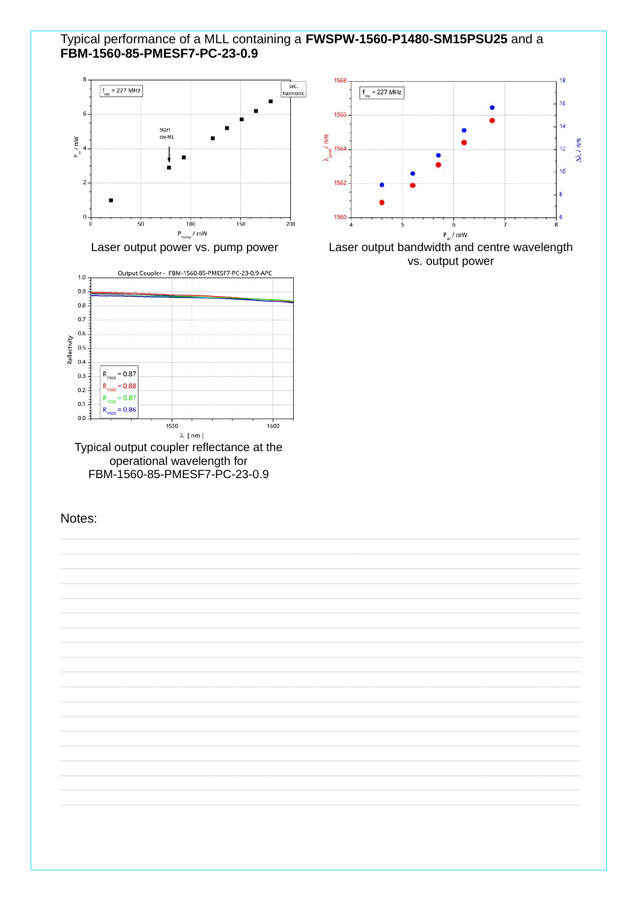Typical performance of a MLL containing a **FWSPW-1560-P1480-SM15PSU25** and a **FBM-1560-85-PMESF7-PC-23-0.9**

$f_{rep}$ = 227 MHz

sec. harmonic

Start cw-ML

$P_{av}$ / mW

$P_{Pump}$ / mW

0, 2, 4, 6, 8

0, 50, 100, 150, 200

Laser output power vs. pump power

$f_{rep}$ = 227 MHz

$\lambda_{peak}$ / nm

$\Delta\lambda$ / nm

$P_{av}$ / mW

1560, 1562, 1564, 1566, 1568

6, 8, 10, 12, 14, 16, 18

4, 5, 6, 7, 8

Laser output bandwidth and centre wavelength vs. output power

Output Coupler - FBM-1560-85-PMESF7-PC-23-0.9-APC

Reflectivity

$\lambda$ [ nm ]

0.0, 0.1, 0.2, 0.3, 0.4, 0.5, 0.6, 0.7, 0.8, 0.9, 1.0

1550, 1600

$R_{1560}$ = 0.87

$R_{1560}$ = 0.88

$R_{1560}$ = 0.87

$R_{1560}$ = 0.86

Typical output coupler reflectance at the operational wavelength for FBM-1560-85-PMESF7-PC-23-0.9

Notes: